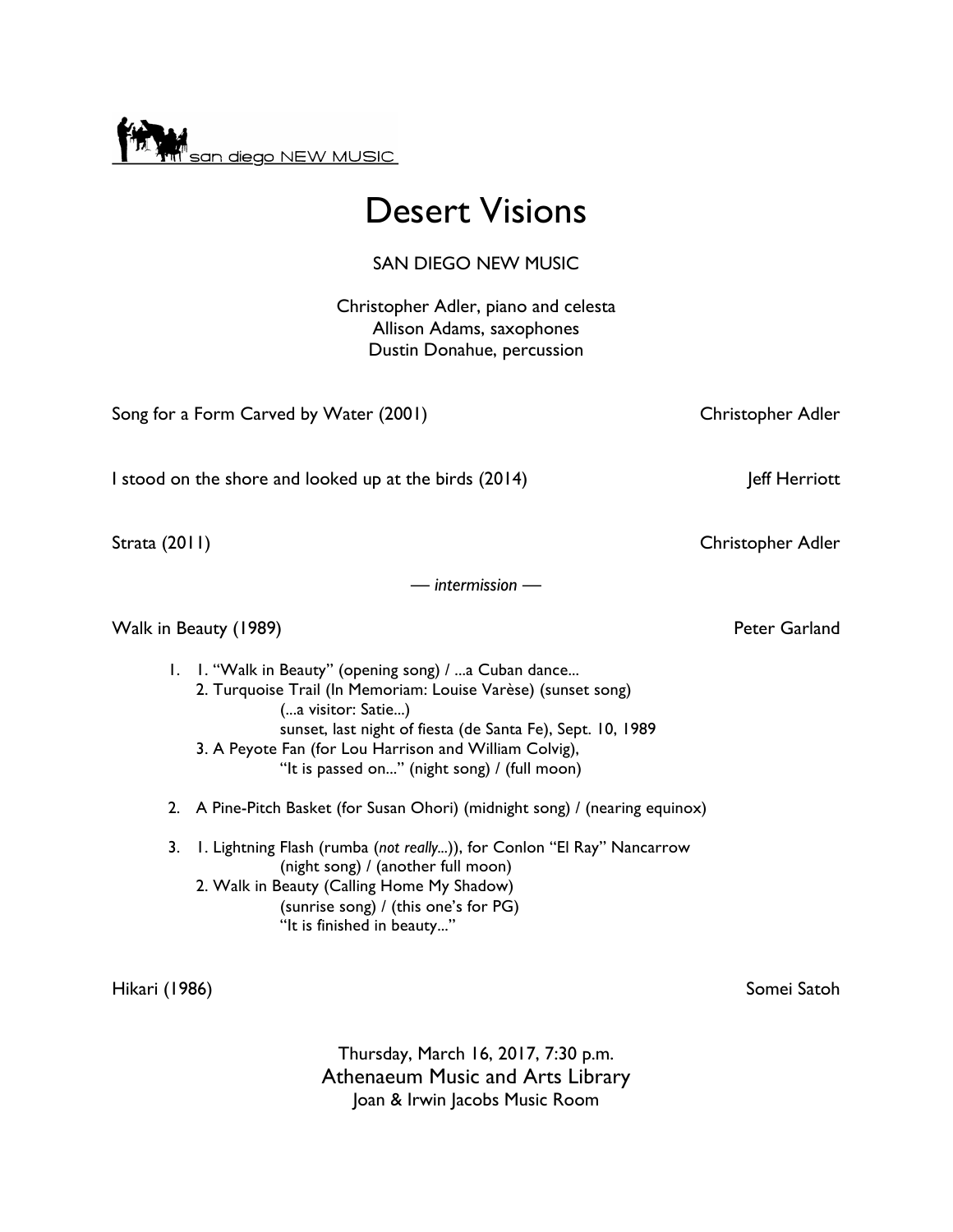san diego NEW MUSIC

# Desert Visions

SAN DIEGO NEW MUSIC

Christopher Adler, piano and celesta
Allison Adams, saxophones
Dustin Donahue, percussion

Song for a Form Carved by Water (2001) — Christopher Adler

I stood on the shore and looked up at the birds (2014) — Jeff Herriott

Strata (2011) — Christopher Adler

— *intermission* —

Walk in Beauty (1989) — Peter Garland

1. 1. "Walk in Beauty" (opening song) / ...a Cuban dance...
   2. Turquoise Trail (In Memoriam: Louise Varèse) (sunset song)
      (...a visitor: Satie...)
      sunset, last night of fiesta (de Santa Fe), Sept. 10, 1989
   3. A Peyote Fan (for Lou Harrison and William Colvig),
      "It is passed on..." (night song) / (full moon)

2. A Pine-Pitch Basket (for Susan Ohori) (midnight song) / (nearing equinox)

3. 1. Lightning Flash (rumba (*not really...*)), for Conlon "El Ray" Nancarrow
      (night song) / (another full moon)
   2. Walk in Beauty (Calling Home My Shadow)
      (sunrise song) / (this one's for PG)
      "It is finished in beauty..."

Hikari (1986) — Somei Satoh

Thursday, March 16, 2017, 7:30 p.m.
Athenaeum Music and Arts Library
Joan & Irwin Jacobs Music Room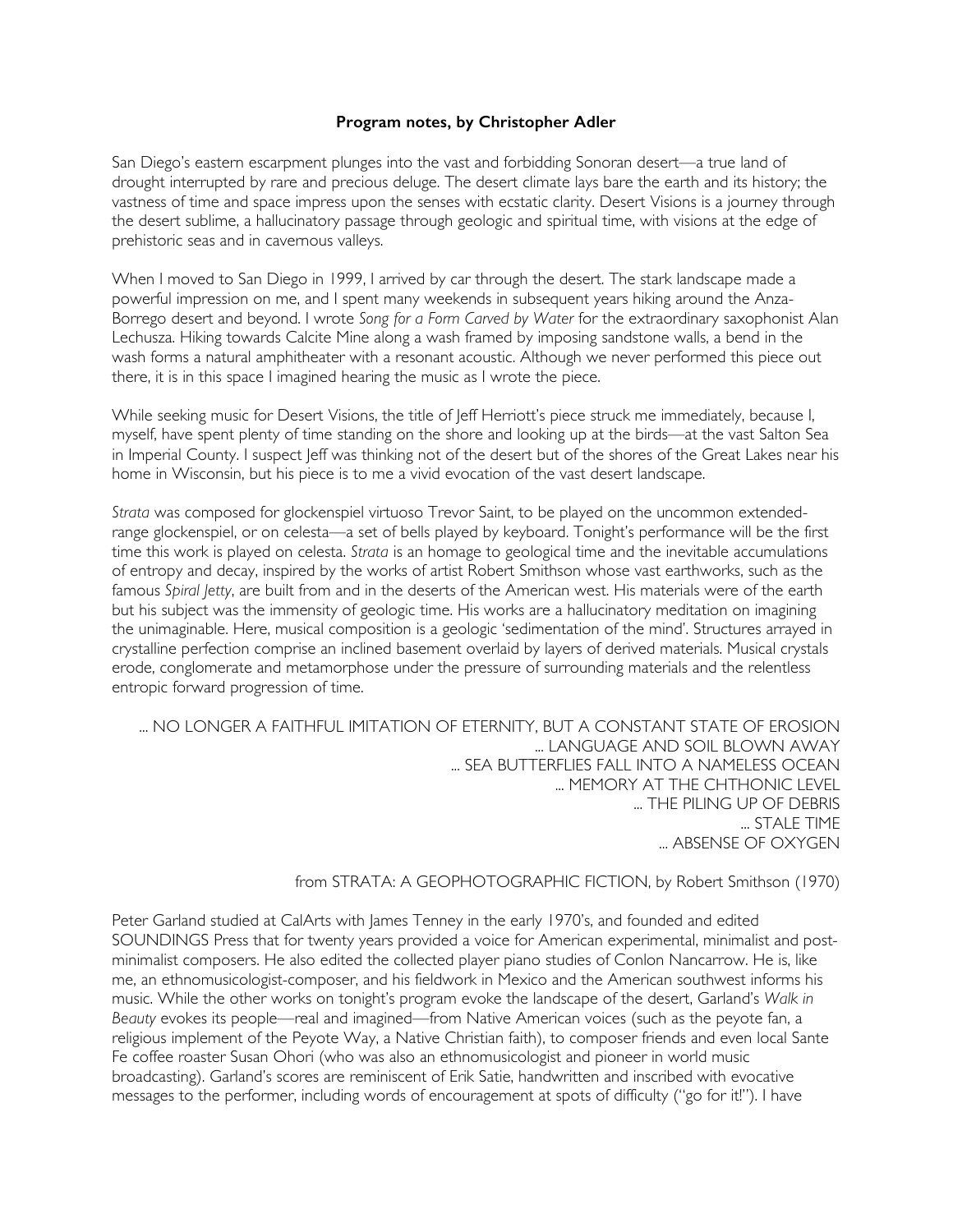**Program notes, by Christopher Adler**

San Diego's eastern escarpment plunges into the vast and forbidding Sonoran desert—a true land of drought interrupted by rare and precious deluge. The desert climate lays bare the earth and its history; the vastness of time and space impress upon the senses with ecstatic clarity. Desert Visions is a journey through the desert sublime, a hallucinatory passage through geologic and spiritual time, with visions at the edge of prehistoric seas and in cavernous valleys.

When I moved to San Diego in 1999, I arrived by car through the desert. The stark landscape made a powerful impression on me, and I spent many weekends in subsequent years hiking around the Anza-Borrego desert and beyond. I wrote *Song for a Form Carved by Water* for the extraordinary saxophonist Alan Lechusza. Hiking towards Calcite Mine along a wash framed by imposing sandstone walls, a bend in the wash forms a natural amphitheater with a resonant acoustic. Although we never performed this piece out there, it is in this space I imagined hearing the music as I wrote the piece.

While seeking music for Desert Visions, the title of Jeff Herriott's piece struck me immediately, because I, myself, have spent plenty of time standing on the shore and looking up at the birds—at the vast Salton Sea in Imperial County. I suspect Jeff was thinking not of the desert but of the shores of the Great Lakes near his home in Wisconsin, but his piece is to me a vivid evocation of the vast desert landscape.

*Strata* was composed for glockenspiel virtuoso Trevor Saint, to be played on the uncommon extended-range glockenspiel, or on celesta—a set of bells played by keyboard. Tonight's performance will be the first time this work is played on celesta. *Strata* is an homage to geological time and the inevitable accumulations of entropy and decay, inspired by the works of artist Robert Smithson whose vast earthworks, such as the famous *Spiral Jetty*, are built from and in the deserts of the American west. His materials were of the earth but his subject was the immensity of geologic time. His works are a hallucinatory meditation on imagining the unimaginable. Here, musical composition is a geologic 'sedimentation of the mind'. Structures arrayed in crystalline perfection comprise an inclined basement overlaid by layers of derived materials. Musical crystals erode, conglomerate and metamorphose under the pressure of surrounding materials and the relentless entropic forward progression of time.

> ... NO LONGER A FAITHFUL IMITATION OF ETERNITY, BUT A CONSTANT STATE OF EROSION
> ... LANGUAGE AND SOIL BLOWN AWAY
> ... SEA BUTTERFLIES FALL INTO A NAMELESS OCEAN
> ... MEMORY AT THE CHTHONIC LEVEL
> ... THE PILING UP OF DEBRIS
> ... STALE TIME
> ... ABSENSE OF OXYGEN
>
> from STRATA: A GEOPHOTOGRAPHIC FICTION, by Robert Smithson (1970)

Peter Garland studied at CalArts with James Tenney in the early 1970's, and founded and edited SOUNDINGS Press that for twenty years provided a voice for American experimental, minimalist and post-minimalist composers. He also edited the collected player piano studies of Conlon Nancarrow. He is, like me, an ethnomusicologist-composer, and his fieldwork in Mexico and the American southwest informs his music. While the other works on tonight's program evoke the landscape of the desert, Garland's *Walk in Beauty* evokes its people—real and imagined—from Native American voices (such as the peyote fan, a religious implement of the Peyote Way, a Native Christian faith), to composer friends and even local Sante Fe coffee roaster Susan Ohori (who was also an ethnomusicologist and pioneer in world music broadcasting). Garland's scores are reminiscent of Erik Satie, handwritten and inscribed with evocative messages to the performer, including words of encouragement at spots of difficulty ("go for it!"). I have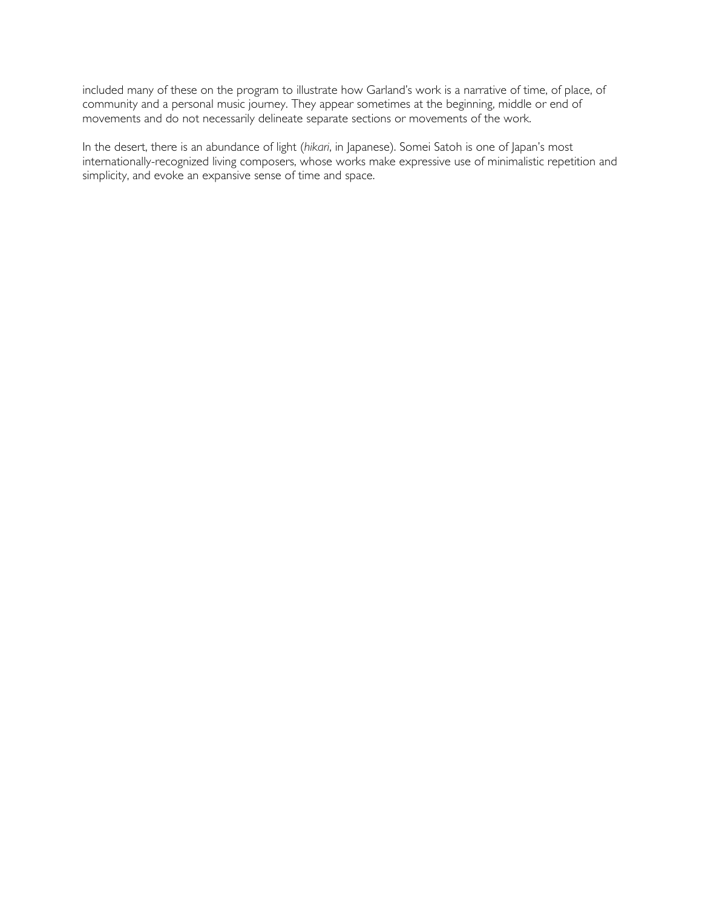included many of these on the program to illustrate how Garland's work is a narrative of time, of place, of community and a personal music journey. They appear sometimes at the beginning, middle or end of movements and do not necessarily delineate separate sections or movements of the work.

In the desert, there is an abundance of light (*hikari*, in Japanese). Somei Satoh is one of Japan's most internationally-recognized living composers, whose works make expressive use of minimalistic repetition and simplicity, and evoke an expansive sense of time and space.